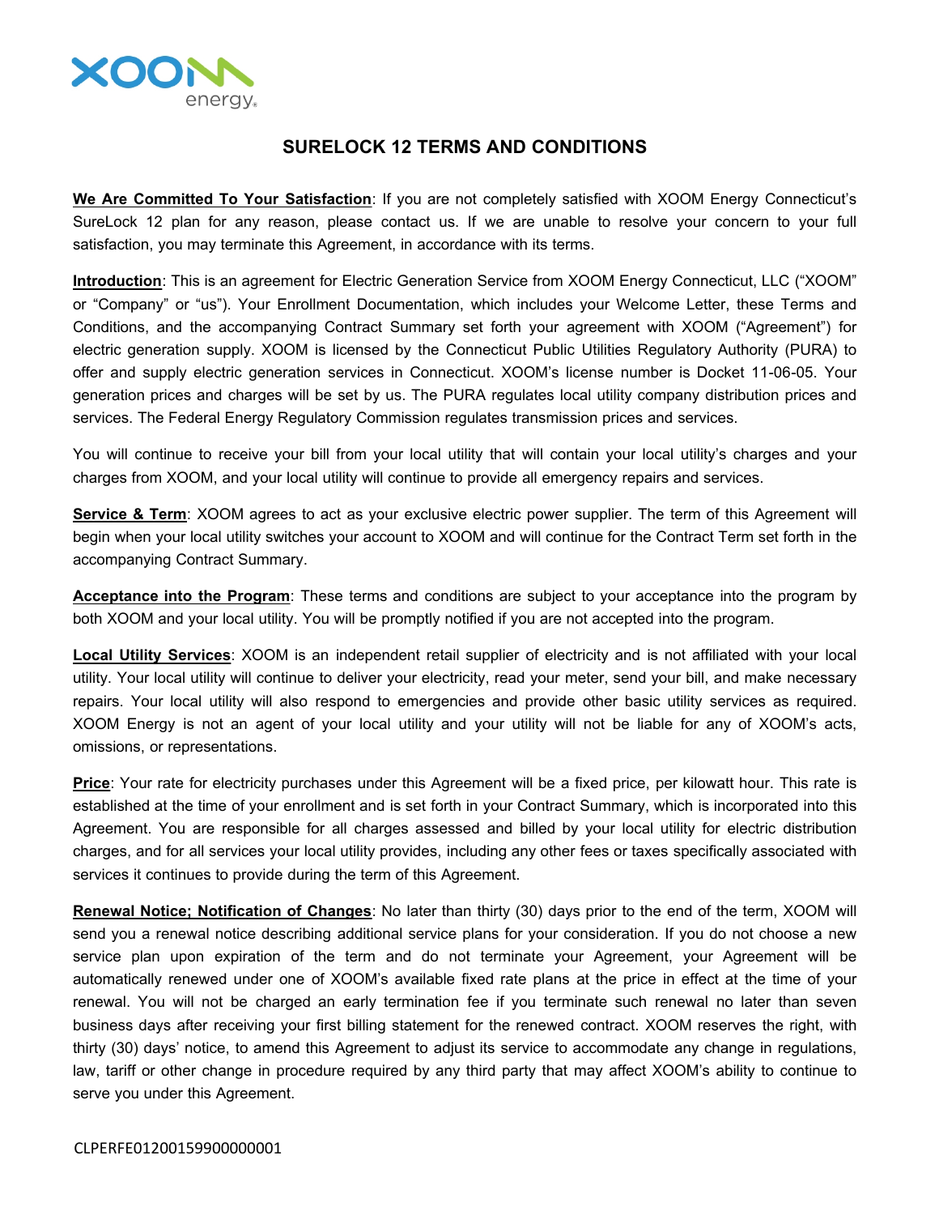# SURELOCK 12 TERMS AND CONDITIONS

**We Are Committed To Your Satisfaction**: If you are not completely satisfied with XOOM Energy Connecticut's SureLock 12 plan for any reason, please contact us. If we are unable to resolve your concern to your full satisfaction, you may terminate this Agreement, in accordance with its terms.

**Introduction**: This is an agreement for Electric Generation Service from XOOM Energy Connecticut, LLC ("XOOM" or "Company" or "us"). Your Enrollment Documentation, which includes your Welcome Letter, these Terms and Conditions, and the accompanying Contract Summary set forth your agreement with XOOM ("Agreement") for electric generation supply. XOOM is licensed by the Connecticut Public Utilities Regulatory Authority (PURA) to offer and supply electric generation services in Connecticut. XOOM's license number is Docket 11-06-05. Your generation prices and charges will be set by us. The PURA regulates local utility company distribution prices and services. The Federal Energy Regulatory Commission regulates transmission prices and services.

You will continue to receive your bill from your local utility that will contain your local utility's charges and your charges from XOOM, and your local utility will continue to provide all emergency repairs and services.

**Service & Term**: XOOM agrees to act as your exclusive electric power supplier. The term of this Agreement will begin when your local utility switches your account to XOOM and will continue for the Contract Term set forth in the accompanying Contract Summary.

**Acceptance into the Program**: These terms and conditions are subject to your acceptance into the program by both XOOM and your local utility. You will be promptly notified if you are not accepted into the program.

**Local Utility Services**: XOOM is an independent retail supplier of electricity and is not affiliated with your local utility. Your local utility will continue to deliver your electricity, read your meter, send your bill, and make necessary repairs. Your local utility will also respond to emergencies and provide other basic utility services as required. XOOM Energy is not an agent of your local utility and your utility will not be liable for any of XOOM's acts, omissions, or representations.

**Price**: Your rate for electricity purchases under this Agreement will be a fixed price, per kilowatt hour. This rate is established at the time of your enrollment and is set forth in your Contract Summary, which is incorporated into this Agreement. You are responsible for all charges assessed and billed by your local utility for electric distribution charges, and for all services your local utility provides, including any other fees or taxes specifically associated with services it continues to provide during the term of this Agreement.

**Renewal Notice; Notification of Changes**: No later than thirty (30) days prior to the end of the term, XOOM will send you a renewal notice describing additional service plans for your consideration. If you do not choose a new service plan upon expiration of the term and do not terminate your Agreement, your Agreement will be automatically renewed under one of XOOM's available fixed rate plans at the price in effect at the time of your renewal. You will not be charged an early termination fee if you terminate such renewal no later than seven business days after receiving your first billing statement for the renewed contract. XOOM reserves the right, with thirty (30) days' notice, to amend this Agreement to adjust its service to accommodate any change in regulations, law, tariff or other change in procedure required by any third party that may affect XOOM's ability to continue to serve you under this Agreement.

CLPERFE01200159900000001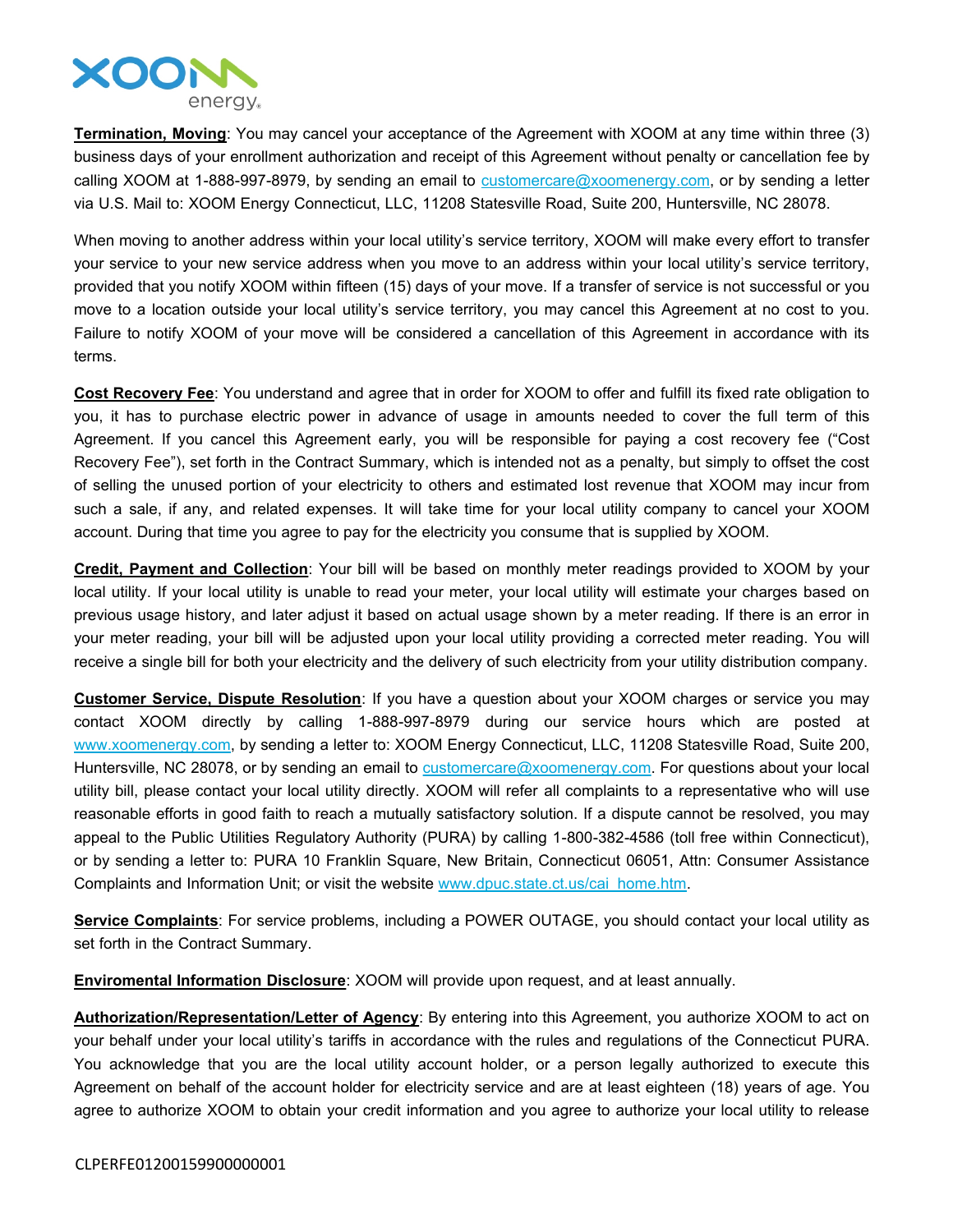**Termination, Moving**: You may cancel your acceptance of the Agreement with XOOM at any time within three (3) business days of your enrollment authorization and receipt of this Agreement without penalty or cancellation fee by calling XOOM at 1-888-997-8979, by sending an email to customercare@xoomenergy.com, or by sending a letter via U.S. Mail to: XOOM Energy Connecticut, LLC, 11208 Statesville Road, Suite 200, Huntersville, NC 28078.

When moving to another address within your local utility's service territory, XOOM will make every effort to transfer your service to your new service address when you move to an address within your local utility's service territory, provided that you notify XOOM within fifteen (15) days of your move. If a transfer of service is not successful or you move to a location outside your local utility's service territory, you may cancel this Agreement at no cost to you. Failure to notify XOOM of your move will be considered a cancellation of this Agreement in accordance with its terms.

**Cost Recovery Fee**: You understand and agree that in order for XOOM to offer and fulfill its fixed rate obligation to you, it has to purchase electric power in advance of usage in amounts needed to cover the full term of this Agreement. If you cancel this Agreement early, you will be responsible for paying a cost recovery fee ("Cost Recovery Fee"), set forth in the Contract Summary, which is intended not as a penalty, but simply to offset the cost of selling the unused portion of your electricity to others and estimated lost revenue that XOOM may incur from such a sale, if any, and related expenses. It will take time for your local utility company to cancel your XOOM account. During that time you agree to pay for the electricity you consume that is supplied by XOOM.

**Credit, Payment and Collection**: Your bill will be based on monthly meter readings provided to XOOM by your local utility. If your local utility is unable to read your meter, your local utility will estimate your charges based on previous usage history, and later adjust it based on actual usage shown by a meter reading. If there is an error in your meter reading, your bill will be adjusted upon your local utility providing a corrected meter reading. You will receive a single bill for both your electricity and the delivery of such electricity from your utility distribution company.

**Customer Service, Dispute Resolution**: If you have a question about your XOOM charges or service you may contact XOOM directly by calling 1-888-997-8979 during our service hours which are posted at www.xoomenergy.com, by sending a letter to: XOOM Energy Connecticut, LLC, 11208 Statesville Road, Suite 200, Huntersville, NC 28078, or by sending an email to customercare@xoomenergy.com. For questions about your local utility bill, please contact your local utility directly. XOOM will refer all complaints to a representative who will use reasonable efforts in good faith to reach a mutually satisfactory solution. If a dispute cannot be resolved, you may appeal to the Public Utilities Regulatory Authority (PURA) by calling 1-800-382-4586 (toll free within Connecticut), or by sending a letter to: PURA 10 Franklin Square, New Britain, Connecticut 06051, Attn: Consumer Assistance Complaints and Information Unit; or visit the website www.dpuc.state.ct.us/cai_home.htm.

**Service Complaints**: For service problems, including a POWER OUTAGE, you should contact your local utility as set forth in the Contract Summary.

**Enviromental Information Disclosure**: XOOM will provide upon request, and at least annually.

**Authorization/Representation/Letter of Agency**: By entering into this Agreement, you authorize XOOM to act on your behalf under your local utility's tariffs in accordance with the rules and regulations of the Connecticut PURA. You acknowledge that you are the local utility account holder, or a person legally authorized to execute this Agreement on behalf of the account holder for electricity service and are at least eighteen (18) years of age. You agree to authorize XOOM to obtain your credit information and you agree to authorize your local utility to release

CLPERFE01200159900000001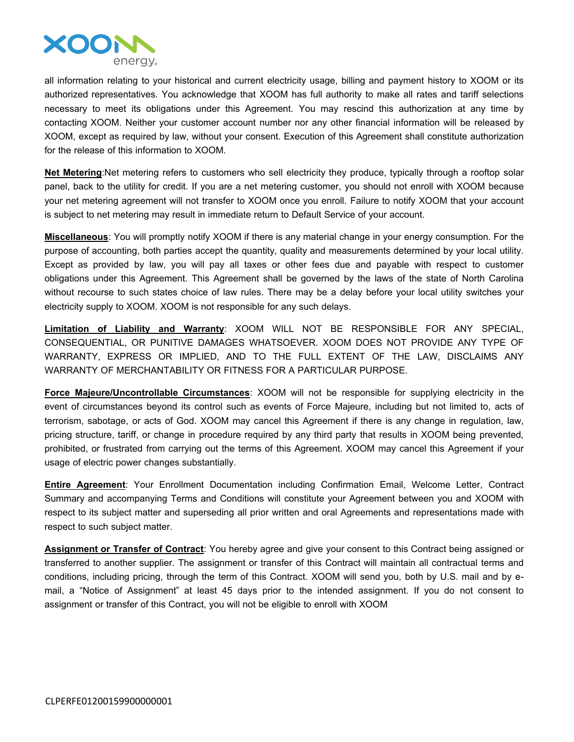all information relating to your historical and current electricity usage, billing and payment history to XOOM or its authorized representatives. You acknowledge that XOOM has full authority to make all rates and tariff selections necessary to meet its obligations under this Agreement. You may rescind this authorization at any time by contacting XOOM. Neither your customer account number nor any other financial information will be released by XOOM, except as required by law, without your consent. Execution of this Agreement shall constitute authorization for the release of this information to XOOM.

**Net Metering**:Net metering refers to customers who sell electricity they produce, typically through a rooftop solar panel, back to the utility for credit. If you are a net metering customer, you should not enroll with XOOM because your net metering agreement will not transfer to XOOM once you enroll. Failure to notify XOOM that your account is subject to net metering may result in immediate return to Default Service of your account.

**Miscellaneous**: You will promptly notify XOOM if there is any material change in your energy consumption. For the purpose of accounting, both parties accept the quantity, quality and measurements determined by your local utility. Except as provided by law, you will pay all taxes or other fees due and payable with respect to customer obligations under this Agreement. This Agreement shall be governed by the laws of the state of North Carolina without recourse to such states choice of law rules. There may be a delay before your local utility switches your electricity supply to XOOM. XOOM is not responsible for any such delays.

**Limitation of Liability and Warranty**: XOOM WILL NOT BE RESPONSIBLE FOR ANY SPECIAL, CONSEQUENTIAL, OR PUNITIVE DAMAGES WHATSOEVER. XOOM DOES NOT PROVIDE ANY TYPE OF WARRANTY, EXPRESS OR IMPLIED, AND TO THE FULL EXTENT OF THE LAW, DISCLAIMS ANY WARRANTY OF MERCHANTABILITY OR FITNESS FOR A PARTICULAR PURPOSE.

**Force Majeure/Uncontrollable Circumstances**: XOOM will not be responsible for supplying electricity in the event of circumstances beyond its control such as events of Force Majeure, including but not limited to, acts of terrorism, sabotage, or acts of God. XOOM may cancel this Agreement if there is any change in regulation, law, pricing structure, tariff, or change in procedure required by any third party that results in XOOM being prevented, prohibited, or frustrated from carrying out the terms of this Agreement. XOOM may cancel this Agreement if your usage of electric power changes substantially.

**Entire Agreement**: Your Enrollment Documentation including Confirmation Email, Welcome Letter, Contract Summary and accompanying Terms and Conditions will constitute your Agreement between you and XOOM with respect to its subject matter and superseding all prior written and oral Agreements and representations made with respect to such subject matter.

**Assignment or Transfer of Contract**: You hereby agree and give your consent to this Contract being assigned or transferred to another supplier. The assignment or transfer of this Contract will maintain all contractual terms and conditions, including pricing, through the term of this Contract. XOOM will send you, both by U.S. mail and by e-mail, a "Notice of Assignment" at least 45 days prior to the intended assignment. If you do not consent to assignment or transfer of this Contract, you will not be eligible to enroll with XOOM

CLPERFE01200159900000001